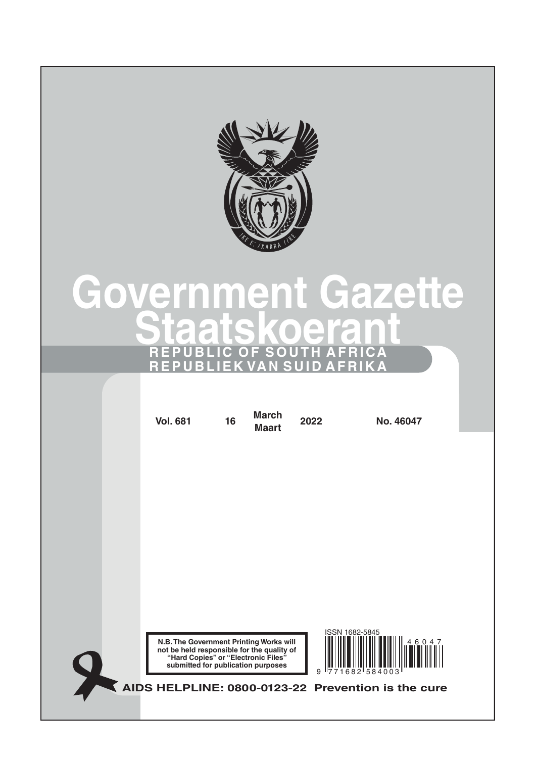# Government Gazette

# Staatskoerant

**REPUBLIC OF SOUTH AFRICA**

**REPUBLIEK VAN SUID AFRIKA**

| Vol. 681 | 16 | March Maart | 2022 | No. 46047 |
|---|---|---|---|---|

**N.B. The Government Printing Works will not be held responsible for the quality of "Hard Copies" or "Electronic Files" submitted for publication purposes**

ISSN 1682-5845

9 771682 584003 46047

**AIDS HELPLINE: 0800-0123-22 Prevention is the cure**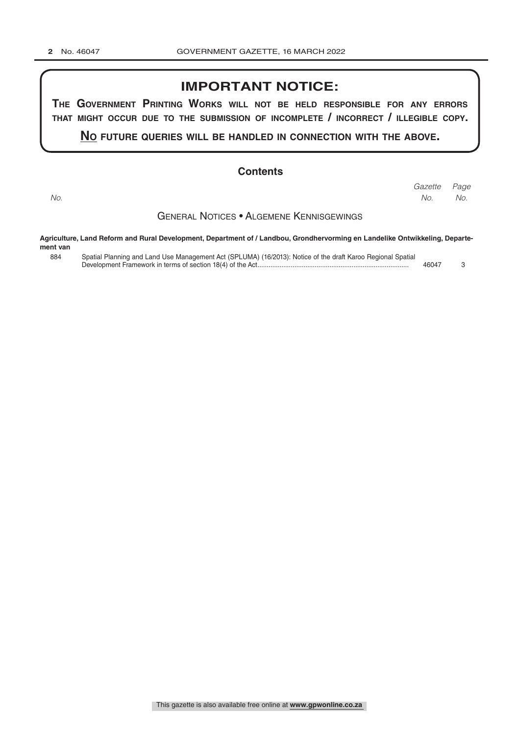## IMPORTANT NOTICE:

**The Government Printing Works will not be held responsible for any errors that might occur due to the submission of incomplete / incorrect / illegible copy.**

**No future queries will be handled in connection with the above.**

## Contents

| No. | | Gazette No. | Page No. |
|---|---|---|---|

### General Notices • Algemene Kennisgewings

**Agriculture, Land Reform and Rural Development, Department of / Landbou, Grondhervorming en Landelike Ontwikkeling, Departement van**

| No. | | Gazette No. | Page No. |
|---|---|---|---|
| 884 | Spatial Planning and Land Use Management Act (SPLUMA) (16/2013): Notice of the draft Karoo Regional Spatial Development Framework in terms of section 18(4) of the Act | 46047 | 3 |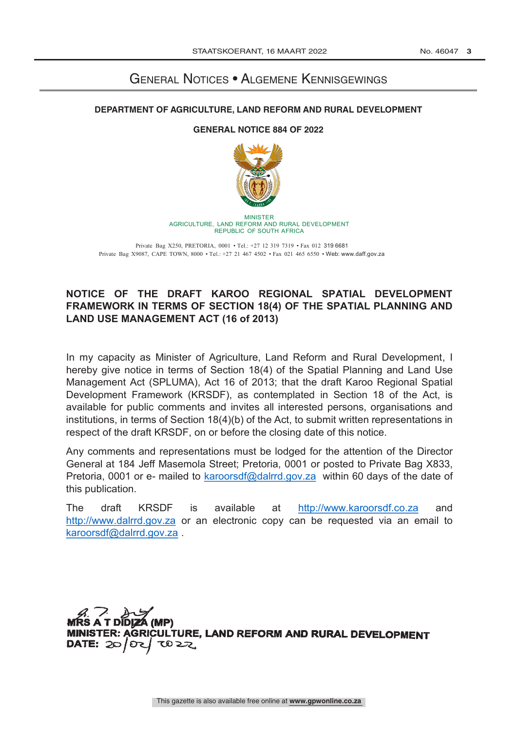# General Notices • Algemene Kennisgewings

**DEPARTMENT OF AGRICULTURE, LAND REFORM AND RURAL DEVELOPMENT**

**GENERAL NOTICE 884 OF 2022**

MINISTER
AGRICULTURE, LAND REFORM AND RURAL DEVELOPMENT
REPUBLIC OF SOUTH AFRICA

Private Bag X250, PRETORIA, 0001 • Tel.: +27 12 319 7319 • Fax 012 319 6681
Private Bag X9087, CAPE TOWN, 8000 • Tel.: +27 21 467 4502 • Fax 021 465 6550 • Web: www.daff.gov.za

## NOTICE OF THE DRAFT KAROO REGIONAL SPATIAL DEVELOPMENT FRAMEWORK IN TERMS OF SECTION 18(4) OF THE SPATIAL PLANNING AND LAND USE MANAGEMENT ACT (16 of 2013)

In my capacity as Minister of Agriculture, Land Reform and Rural Development, I hereby give notice in terms of Section 18(4) of the Spatial Planning and Land Use Management Act (SPLUMA), Act 16 of 2013; that the draft Karoo Regional Spatial Development Framework (KRSDF), as contemplated in Section 18 of the Act, is available for public comments and invites all interested persons, organisations and institutions, in terms of Section 18(4)(b) of the Act, to submit written representations in respect of the draft KRSDF, on or before the closing date of this notice.

Any comments and representations must be lodged for the attention of the Director General at 184 Jeff Masemola Street; Pretoria, 0001 or posted to Private Bag X833, Pretoria, 0001 or e- mailed to karoorsdf@dalrrd.gov.za within 60 days of the date of this publication.

The draft KRSDF is available at http://www.karoorsdf.co.za and http://www.dalrrd.gov.za or an electronic copy can be requested via an email to karoorsdf@dalrrd.gov.za .

**MRS A T DIDIZA (MP)**
**MINISTER: AGRICULTURE, LAND REFORM AND RURAL DEVELOPMENT**
**DATE:** 20/02/2022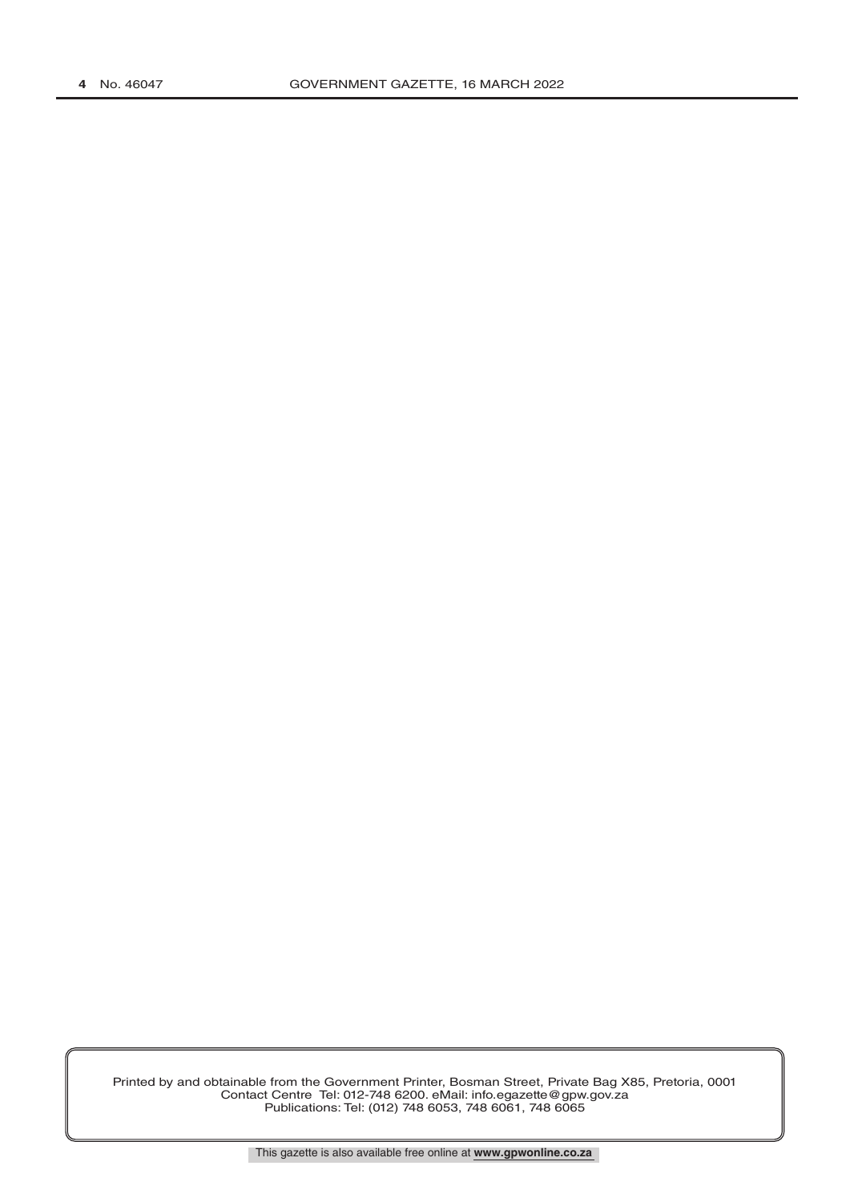Printed by and obtainable from the Government Printer, Bosman Street, Private Bag X85, Pretoria, 0001
Contact Centre Tel: 012-748 6200. eMail: info.egazette@gpw.gov.za
Publications: Tel: (012) 748 6053, 748 6061, 748 6065